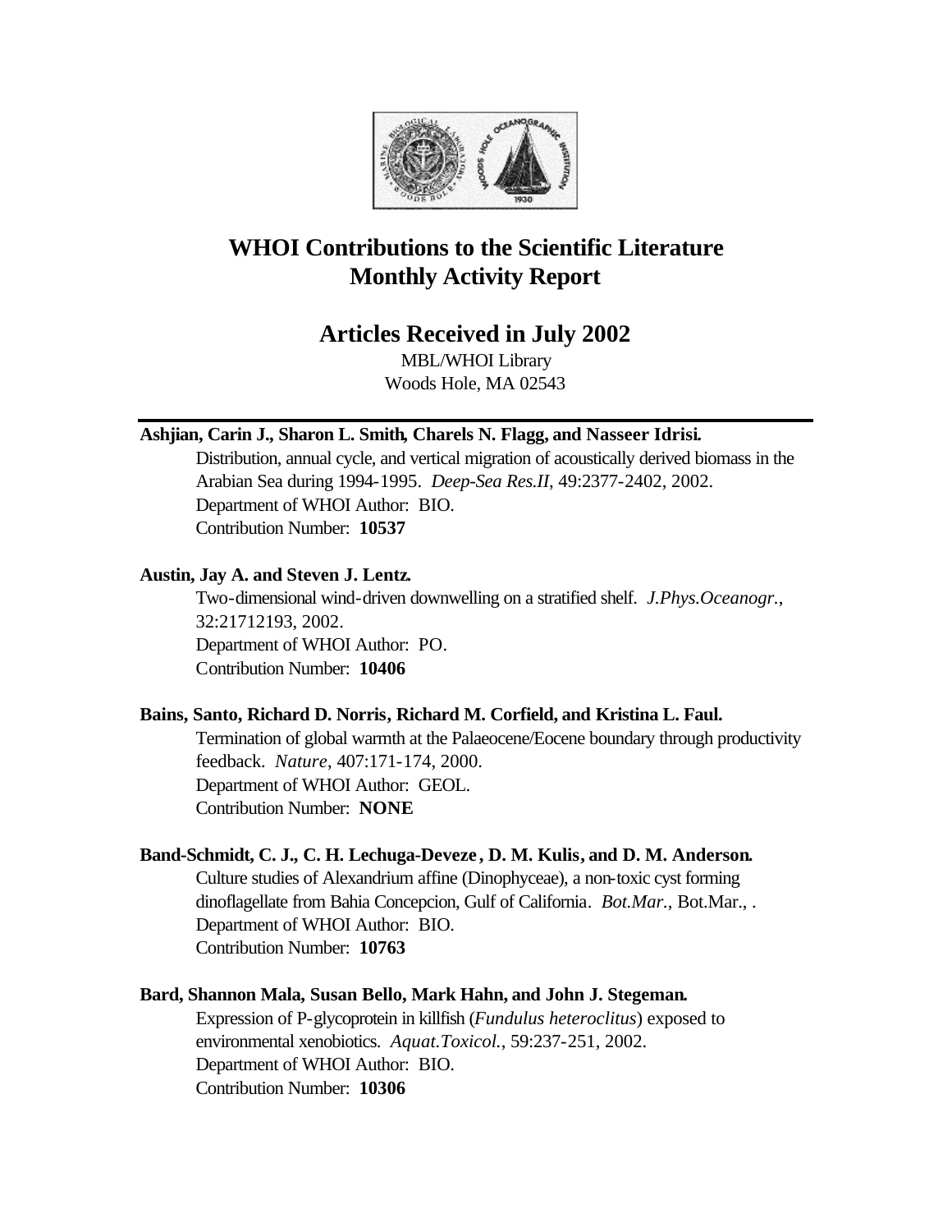# WHOI Contributions to the Scientific Literature Monthly Activity Report

## Articles Received in July 2002

MBL/WHOI Library
Woods Hole, MA 02543

---

**Ashjian, Carin J., Sharon L. Smith, Charels N. Flagg, and Nasseer Idrisi.**

Distribution, annual cycle, and vertical migration of acoustically derived biomass in the Arabian Sea during 1994-1995. *Deep-Sea Res.II*, 49:2377-2402, 2002.
Department of WHOI Author: BIO.
Contribution Number: **10537**

**Austin, Jay A. and Steven J. Lentz.**

Two-dimensional wind-driven downwelling on a stratified shelf. *J.Phys.Oceanogr.*, 32:21712193, 2002.
Department of WHOI Author: PO.
Contribution Number: **10406**

**Bains, Santo, Richard D. Norris, Richard M. Corfield, and Kristina L. Faul.**

Termination of global warmth at the Palaeocene/Eocene boundary through productivity feedback. *Nature*, 407:171-174, 2000.
Department of WHOI Author: GEOL.
Contribution Number: **NONE**

**Band-Schmidt, C. J., C. H. Lechuga-Deveze, D. M. Kulis, and D. M. Anderson.**

Culture studies of Alexandrium affine (Dinophyceae), a non-toxic cyst forming dinoflagellate from Bahia Concepcion, Gulf of California. *Bot.Mar.*, Bot.Mar., .
Department of WHOI Author: BIO.
Contribution Number: **10763**

**Bard, Shannon Mala, Susan Bello, Mark Hahn, and John J. Stegeman.**

Expression of P-glycoprotein in killfish (*Fundulus heteroclitus*) exposed to environmental xenobiotics. *Aquat.Toxicol.*, 59:237-251, 2002.
Department of WHOI Author: BIO.
Contribution Number: **10306**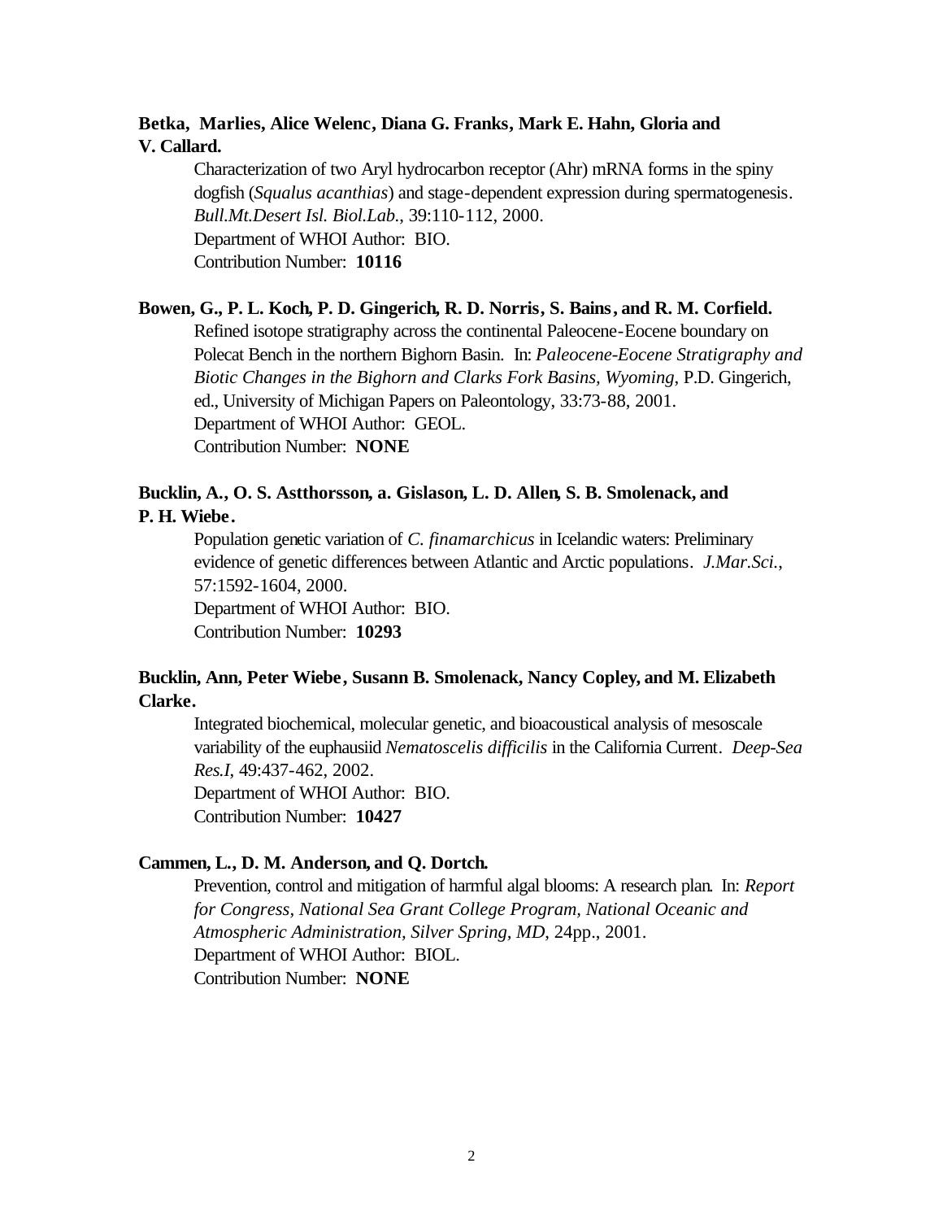**Betka, Marlies, Alice Welenc, Diana G. Franks, Mark E. Hahn, Gloria and V. Callard.**

Characterization of two Aryl hydrocarbon receptor (Ahr) mRNA forms in the spiny dogfish (*Squalus acanthias*) and stage-dependent expression during spermatogenesis. *Bull.Mt.Desert Isl. Biol.Lab.*, 39:110-112, 2000.
Department of WHOI Author: BIO.
Contribution Number: **10116**

**Bowen, G., P. L. Koch, P. D. Gingerich, R. D. Norris, S. Bains, and R. M. Corfield.**

Refined isotope stratigraphy across the continental Paleocene-Eocene boundary on Polecat Bench in the northern Bighorn Basin. In: *Paleocene-Eocene Stratigraphy and Biotic Changes in the Bighorn and Clarks Fork Basins, Wyoming*, P.D. Gingerich, ed., University of Michigan Papers on Paleontology, 33:73-88, 2001.
Department of WHOI Author: GEOL.
Contribution Number: **NONE**

**Bucklin, A., O. S. Astthorsson, a. Gislason, L. D. Allen, S. B. Smolenack, and P. H. Wiebe.**

Population genetic variation of *C. finamarchicus* in Icelandic waters: Preliminary evidence of genetic differences between Atlantic and Arctic populations. *J.Mar.Sci.*, 57:1592-1604, 2000.
Department of WHOI Author: BIO.
Contribution Number: **10293**

**Bucklin, Ann, Peter Wiebe, Susann B. Smolenack, Nancy Copley, and M. Elizabeth Clarke.**

Integrated biochemical, molecular genetic, and bioacoustical analysis of mesoscale variability of the euphausiid *Nematoscelis difficilis* in the California Current. *Deep-Sea Res.I*, 49:437-462, 2002.
Department of WHOI Author: BIO.
Contribution Number: **10427**

**Cammen, L., D. M. Anderson, and Q. Dortch.**

Prevention, control and mitigation of harmful algal blooms: A research plan. In: *Report for Congress, National Sea Grant College Program, National Oceanic and Atmospheric Administration, Silver Spring, MD*, 24pp., 2001.
Department of WHOI Author: BIOL.
Contribution Number: **NONE**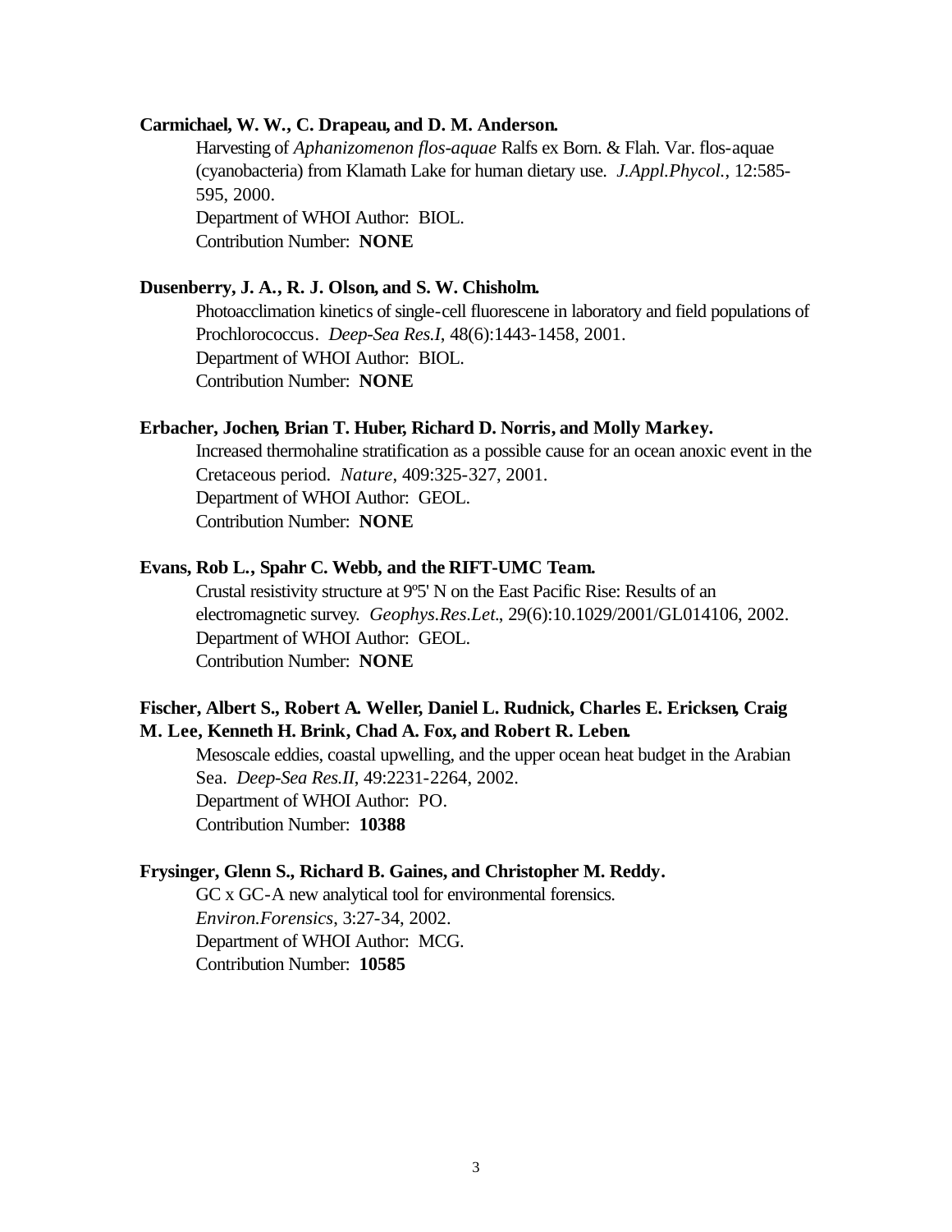**Carmichael, W. W., C. Drapeau, and D. M. Anderson.**

Harvesting of *Aphanizomenon flos-aquae* Ralfs ex Born. & Flah. Var. flos-aquae (cyanobacteria) from Klamath Lake for human dietary use. *J.Appl.Phycol.*, 12:585-595, 2000.
Department of WHOI Author: BIOL.
Contribution Number: **NONE**

**Dusenberry, J. A., R. J. Olson, and S. W. Chisholm.**

Photoacclimation kinetics of single-cell fluorescene in laboratory and field populations of Prochlorococcus. *Deep-Sea Res.I*, 48(6):1443-1458, 2001.
Department of WHOI Author: BIOL.
Contribution Number: **NONE**

**Erbacher, Jochen, Brian T. Huber, Richard D. Norris, and Molly Markey.**

Increased thermohaline stratification as a possible cause for an ocean anoxic event in the Cretaceous period. *Nature*, 409:325-327, 2001.
Department of WHOI Author: GEOL.
Contribution Number: **NONE**

**Evans, Rob L., Spahr C. Webb, and the RIFT-UMC Team.**

Crustal resistivity structure at 9º5' N on the East Pacific Rise: Results of an electromagnetic survey. *Geophys.Res.Let.*, 29(6):10.1029/2001/GL014106, 2002.
Department of WHOI Author: GEOL.
Contribution Number: **NONE**

**Fischer, Albert S., Robert A. Weller, Daniel L. Rudnick, Charles E. Ericksen, Craig M. Lee, Kenneth H. Brink, Chad A. Fox, and Robert R. Leben.**

Mesoscale eddies, coastal upwelling, and the upper ocean heat budget in the Arabian Sea. *Deep-Sea Res.II*, 49:2231-2264, 2002.
Department of WHOI Author: PO.
Contribution Number: **10388**

**Frysinger, Glenn S., Richard B. Gaines, and Christopher M. Reddy.**

GC x GC-A new analytical tool for environmental forensics. *Environ.Forensics*, 3:27-34, 2002.
Department of WHOI Author: MCG.
Contribution Number: **10585**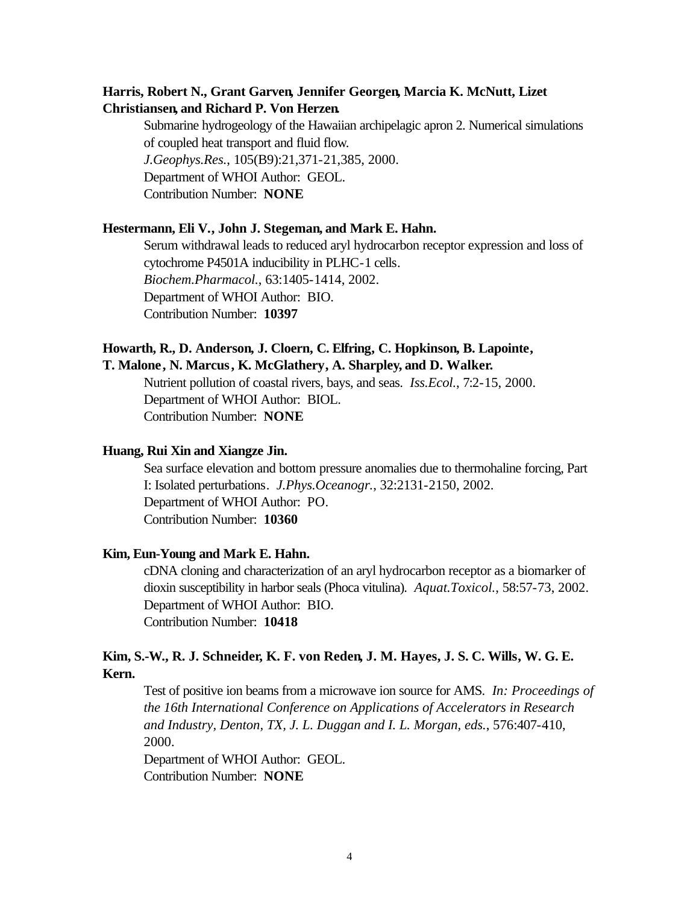**Harris, Robert N., Grant Garven, Jennifer Georgen, Marcia K. McNutt, Lizet Christiansen, and Richard P. Von Herzen.**

Submarine hydrogeology of the Hawaiian archipelagic apron 2. Numerical simulations of coupled heat transport and fluid flow.
*J.Geophys.Res.*, 105(B9):21,371-21,385, 2000.
Department of WHOI Author: GEOL.
Contribution Number: **NONE**

**Hestermann, Eli V., John J. Stegeman, and Mark E. Hahn.**

Serum withdrawal leads to reduced aryl hydrocarbon receptor expression and loss of cytochrome P4501A inducibility in PLHC-1 cells.
*Biochem.Pharmacol.*, 63:1405-1414, 2002.
Department of WHOI Author: BIO.
Contribution Number: **10397**

**Howarth, R., D. Anderson, J. Cloern, C. Elfring, C. Hopkinson, B. Lapointe, T. Malone, N. Marcus, K. McGlathery, A. Sharpley, and D. Walker.**

Nutrient pollution of coastal rivers, bays, and seas. *Iss.Ecol.*, 7:2-15, 2000.
Department of WHOI Author: BIOL.
Contribution Number: **NONE**

**Huang, Rui Xin and Xiangze Jin.**

Sea surface elevation and bottom pressure anomalies due to thermohaline forcing, Part I: Isolated perturbations. *J.Phys.Oceanogr.*, 32:2131-2150, 2002.
Department of WHOI Author: PO.
Contribution Number: **10360**

**Kim, Eun-Young and Mark E. Hahn.**

cDNA cloning and characterization of an aryl hydrocarbon receptor as a biomarker of dioxin susceptibility in harbor seals (Phoca vitulina). *Aquat.Toxicol.*, 58:57-73, 2002.
Department of WHOI Author: BIO.
Contribution Number: **10418**

**Kim, S.-W., R. J. Schneider, K. F. von Reden, J. M. Hayes, J. S. C. Wills, W. G. E. Kern.**

Test of positive ion beams from a microwave ion source for AMS. *In: Proceedings of the 16th International Conference on Applications of Accelerators in Research and Industry, Denton, TX, J. L. Duggan and I. L. Morgan, eds.*, 576:407-410, 2000.
Department of WHOI Author: GEOL.
Contribution Number: **NONE**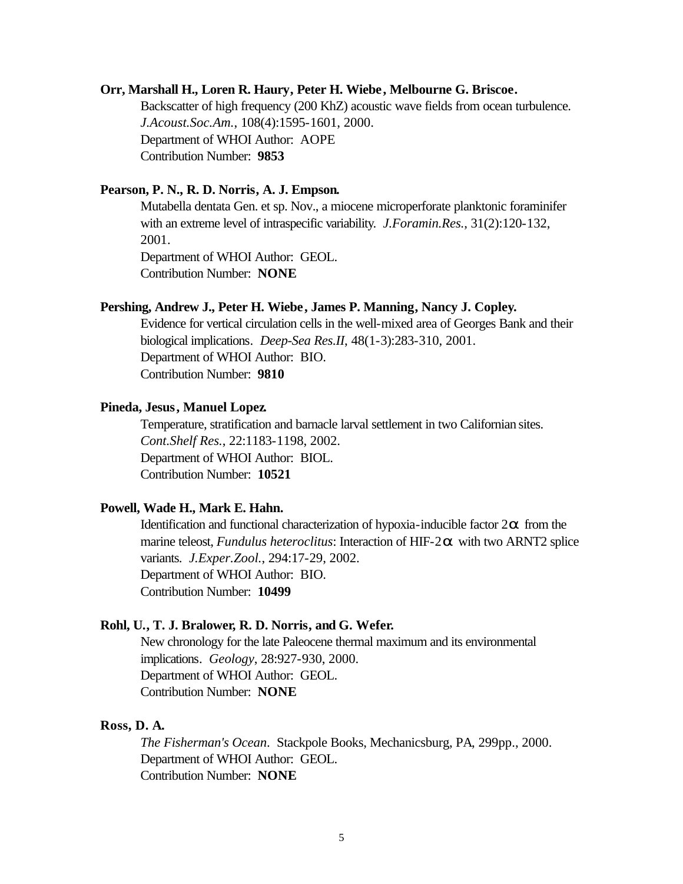**Orr, Marshall H., Loren R. Haury, Peter H. Wiebe, Melbourne G. Briscoe.**

Backscatter of high frequency (200 KhZ) acoustic wave fields from ocean turbulence. *J.Acoust.Soc.Am.*, 108(4):1595-1601, 2000.
Department of WHOI Author: AOPE
Contribution Number: **9853**

**Pearson, P. N., R. D. Norris, A. J. Empson.**

Mutabella dentata Gen. et sp. Nov., a miocene microperforate planktonic foraminifer with an extreme level of intraspecific variability. *J.Foramin.Res.*, 31(2):120-132, 2001.
Department of WHOI Author: GEOL.
Contribution Number: **NONE**

**Pershing, Andrew J., Peter H. Wiebe, James P. Manning, Nancy J. Copley.**

Evidence for vertical circulation cells in the well-mixed area of Georges Bank and their biological implications. *Deep-Sea Res.II*, 48(1-3):283-310, 2001.
Department of WHOI Author: BIO.
Contribution Number: **9810**

**Pineda, Jesus, Manuel Lopez.**

Temperature, stratification and barnacle larval settlement in two Californian sites. *Cont.Shelf Res.*, 22:1183-1198, 2002.
Department of WHOI Author: BIOL.
Contribution Number: **10521**

**Powell, Wade H., Mark E. Hahn.**

Identification and functional characterization of hypoxia-inducible factor $2\alpha$ from the marine teleost, *Fundulus heteroclitus*: Interaction of HIF-$2\alpha$ with two ARNT2 splice variants. *J.Exper.Zool.*, 294:17-29, 2002.
Department of WHOI Author: BIO.
Contribution Number: **10499**

**Rohl, U., T. J. Bralower, R. D. Norris, and G. Wefer.**

New chronology for the late Paleocene thermal maximum and its environmental implications. *Geology*, 28:927-930, 2000.
Department of WHOI Author: GEOL.
Contribution Number: **NONE**

**Ross, D. A.**

*The Fisherman's Ocean*. Stackpole Books, Mechanicsburg, PA, 299pp., 2000.
Department of WHOI Author: GEOL.
Contribution Number: **NONE**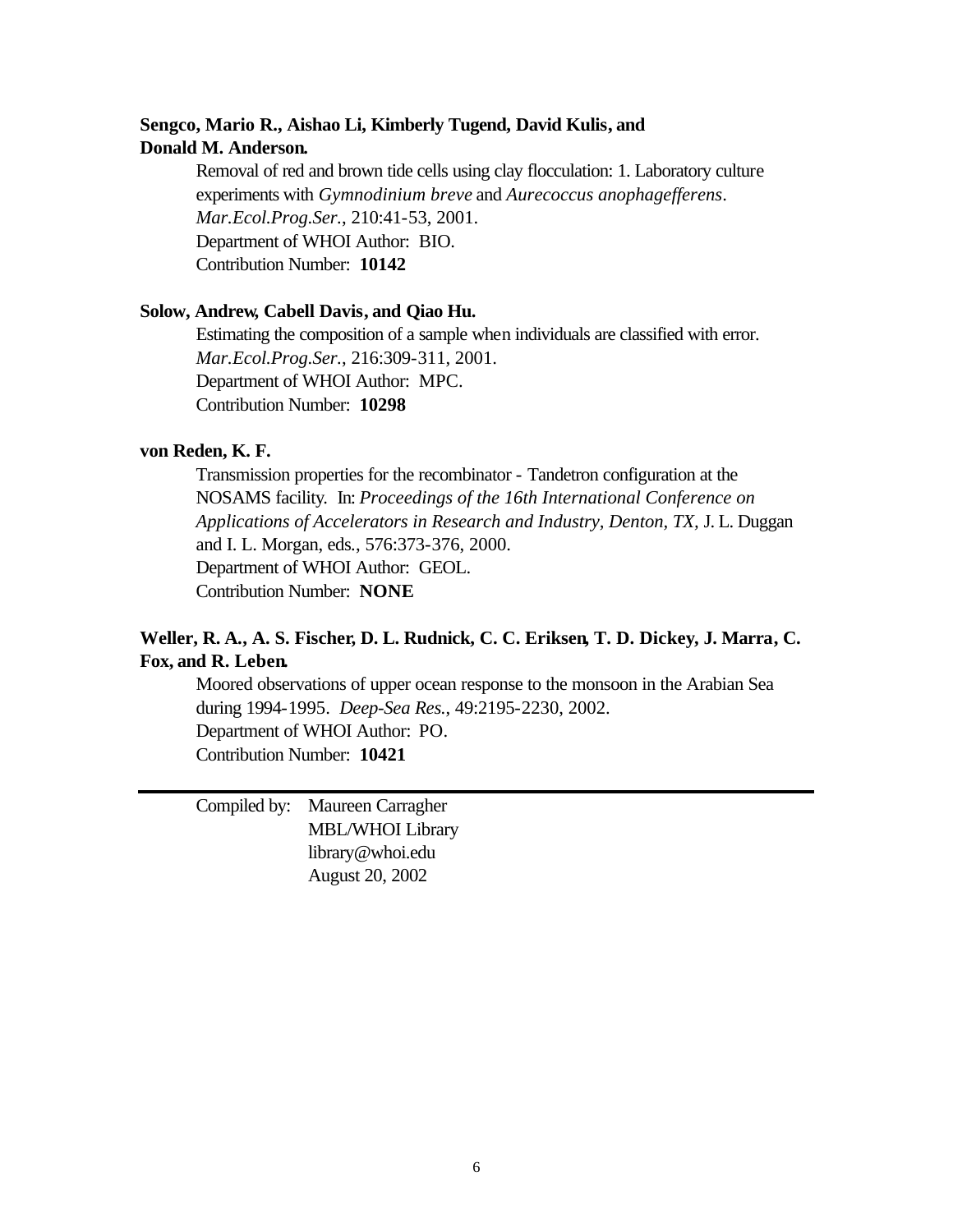**Sengco, Mario R., Aishao Li, Kimberly Tugend, David Kulis, and Donald M. Anderson.**

Removal of red and brown tide cells using clay flocculation: 1. Laboratory culture experiments with *Gymnodinium breve* and *Aurecoccus anophagefferens*. *Mar.Ecol.Prog.Ser.*, 210:41-53, 2001.
Department of WHOI Author: BIO.
Contribution Number: **10142**

**Solow, Andrew, Cabell Davis, and Qiao Hu.**

Estimating the composition of a sample when individuals are classified with error. *Mar.Ecol.Prog.Ser.*, 216:309-311, 2001.
Department of WHOI Author: MPC.
Contribution Number: **10298**

**von Reden, K. F.**

Transmission properties for the recombinator - Tandetron configuration at the NOSAMS facility. In: *Proceedings of the 16th International Conference on Applications of Accelerators in Research and Industry, Denton, TX,* J. L. Duggan and I. L. Morgan, eds., 576:373-376, 2000.
Department of WHOI Author: GEOL.
Contribution Number: **NONE**

**Weller, R. A., A. S. Fischer, D. L. Rudnick, C. C. Eriksen, T. D. Dickey, J. Marra, C. Fox, and R. Leben.**

Moored observations of upper ocean response to the monsoon in the Arabian Sea during 1994-1995. *Deep-Sea Res.*, 49:2195-2230, 2002.
Department of WHOI Author: PO.
Contribution Number: **10421**

---

Compiled by: Maureen Carragher
MBL/WHOI Library
library@whoi.edu
August 20, 2002